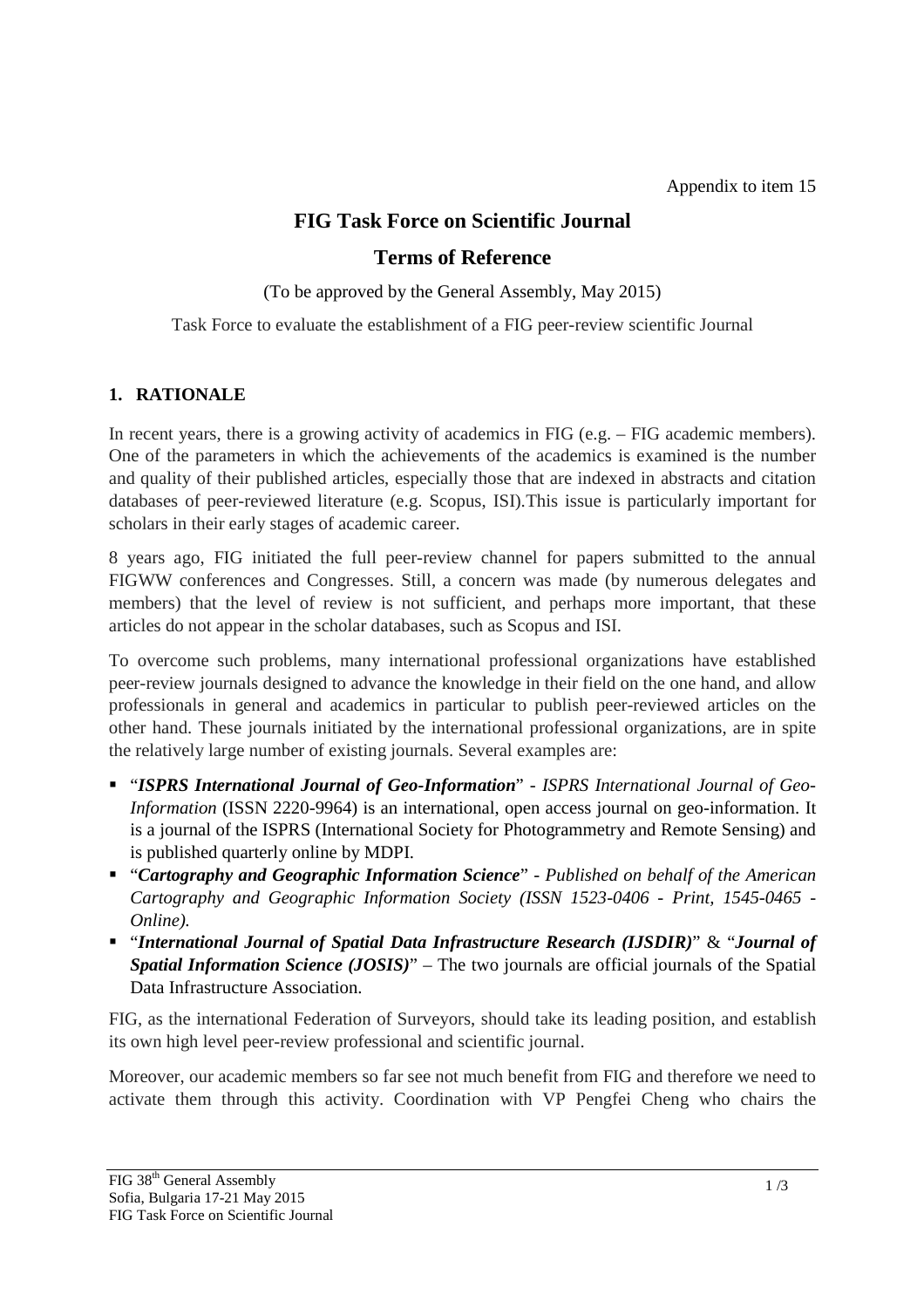Appendix to item 15

# FIG Task Force on Scientific Journal

## Terms of Reference

(To be approved by the General Assembly, May 2015)

Task Force to evaluate the establishment of a FIG peer-review scientific Journal

### 1. RATIONALE

In recent years, there is a growing activity of academics in FIG (e.g. – FIG academic members). One of the parameters in which the achievements of the academics is examined is the number and quality of their published articles, especially those that are indexed in abstracts and citation databases of peer-reviewed literature (e.g. Scopus, ISI).This issue is particularly important for scholars in their early stages of academic career.

8 years ago, FIG initiated the full peer-review channel for papers submitted to the annual FIGWW conferences and Congresses. Still, a concern was made (by numerous delegates and members) that the level of review is not sufficient, and perhaps more important, that these articles do not appear in the scholar databases, such as Scopus and ISI.

To overcome such problems, many international professional organizations have established peer-review journals designed to advance the knowledge in their field on the one hand, and allow professionals in general and academics in particular to publish peer-reviewed articles on the other hand. These journals initiated by the international professional organizations, are in spite the relatively large number of existing journals. Several examples are:

- "***ISPRS International Journal of Geo-Information***" - *ISPRS International Journal of Geo-Information* (ISSN 2220-9964) is an international, open access journal on geo-information. It is a journal of the ISPRS (International Society for Photogrammetry and Remote Sensing) and is published quarterly online by MDPI.
- "***Cartography and Geographic Information Science***" - *Published on behalf of the American Cartography and Geographic Information Society (ISSN 1523-0406 - Print, 1545-0465 - Online).*
- "***International Journal of Spatial Data Infrastructure Research (IJSDIR)***" & "***Journal of Spatial Information Science (JOSIS)***" – The two journals are official journals of the Spatial Data Infrastructure Association.

FIG, as the international Federation of Surveyors, should take its leading position, and establish its own high level peer-review professional and scientific journal.

Moreover, our academic members so far see not much benefit from FIG and therefore we need to activate them through this activity. Coordination with VP Pengfei Cheng who chairs the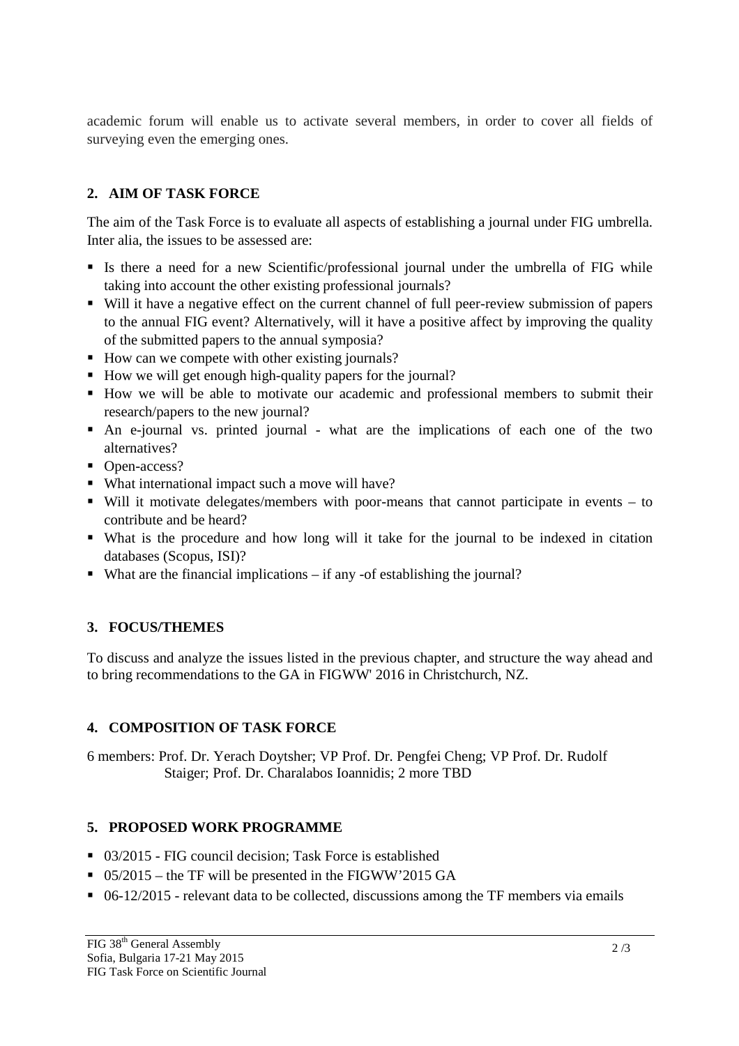academic forum will enable us to activate several members, in order to cover all fields of surveying even the emerging ones.

## 2. AIM OF TASK FORCE

The aim of the Task Force is to evaluate all aspects of establishing a journal under FIG umbrella. Inter alia, the issues to be assessed are:

- Is there a need for a new Scientific/professional journal under the umbrella of FIG while taking into account the other existing professional journals?
- Will it have a negative effect on the current channel of full peer-review submission of papers to the annual FIG event? Alternatively, will it have a positive affect by improving the quality of the submitted papers to the annual symposia?
- How can we compete with other existing journals?
- How we will get enough high-quality papers for the journal?
- How we will be able to motivate our academic and professional members to submit their research/papers to the new journal?
- An e-journal vs. printed journal - what are the implications of each one of the two alternatives?
- Open-access?
- What international impact such a move will have?
- Will it motivate delegates/members with poor-means that cannot participate in events – to contribute and be heard?
- What is the procedure and how long will it take for the journal to be indexed in citation databases (Scopus, ISI)?
- What are the financial implications – if any -of establishing the journal?

## 3. FOCUS/THEMES

To discuss and analyze the issues listed in the previous chapter, and structure the way ahead and to bring recommendations to the GA in FIGWW' 2016 in Christchurch, NZ.

## 4. COMPOSITION OF TASK FORCE

6 members: Prof. Dr. Yerach Doytsher; VP Prof. Dr. Pengfei Cheng; VP Prof. Dr. Rudolf Staiger; Prof. Dr. Charalabos Ioannidis; 2 more TBD

## 5. PROPOSED WORK PROGRAMME

- 03/2015 - FIG council decision; Task Force is established
- 05/2015 – the TF will be presented in the FIGWW'2015 GA
- 06-12/2015 - relevant data to be collected, discussions among the TF members via emails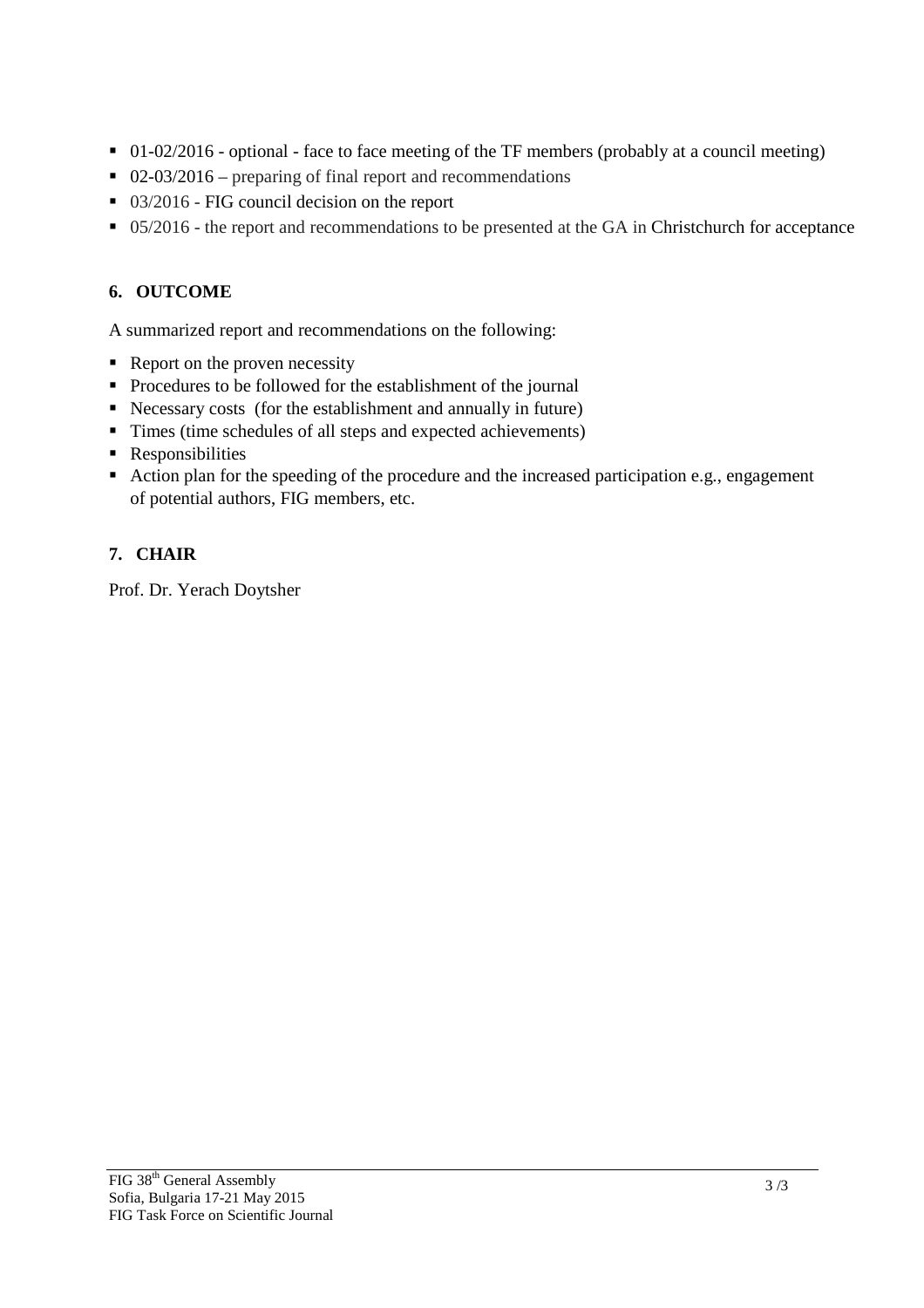- 01-02/2016 - optional - face to face meeting of the TF members (probably at a council meeting)
- 02-03/2016 – preparing of final report and recommendations
- 03/2016 - FIG council decision on the report
- 05/2016 - the report and recommendations to be presented at the GA in Christchurch for acceptance

## 6. OUTCOME

A summarized report and recommendations on the following:

- Report on the proven necessity
- Procedures to be followed for the establishment of the journal
- Necessary costs (for the establishment and annually in future)
- Times (time schedules of all steps and expected achievements)
- Responsibilities
- Action plan for the speeding of the procedure and the increased participation e.g., engagement of potential authors, FIG members, etc.

## 7. CHAIR

Prof. Dr. Yerach Doytsher